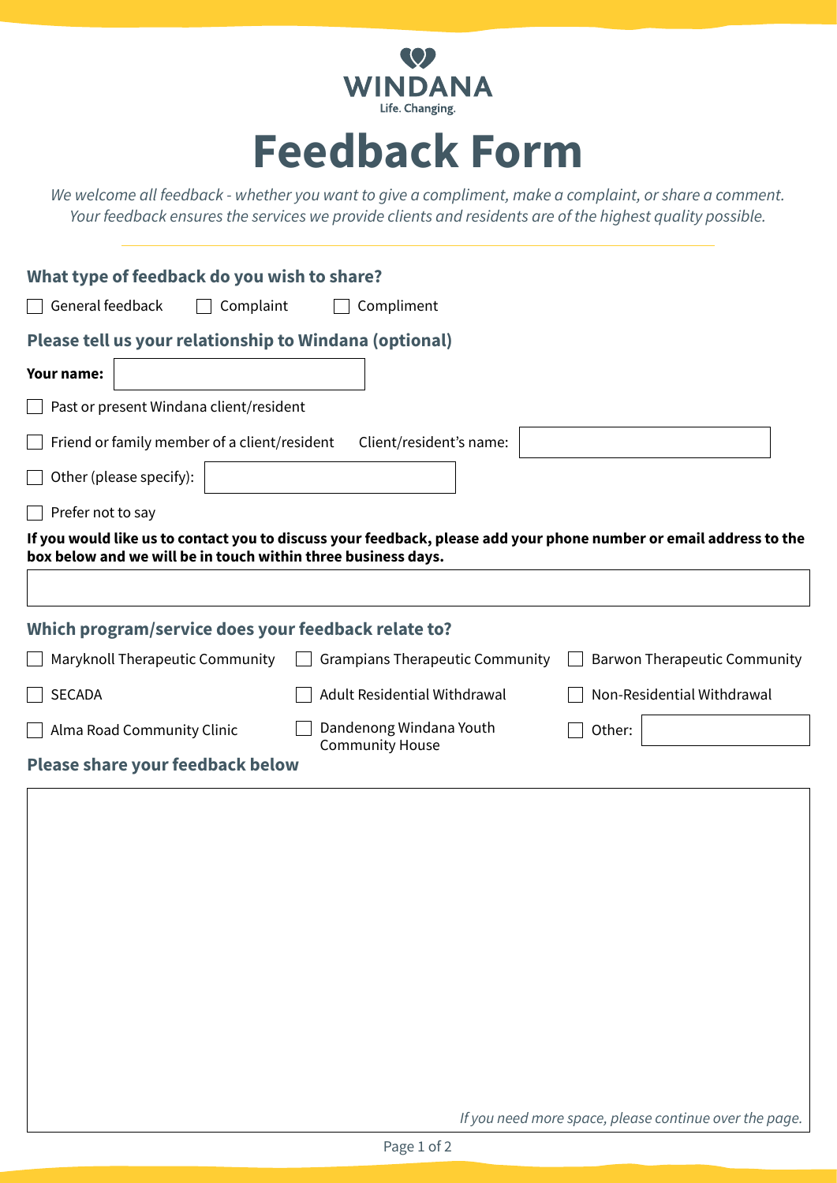WINDANA

Life. Changing.

# Feedback Form

*We welcome all feedback - whether you want to give a compliment, make a complaint, or share a comment. Your feedback ensures the services we provide clients and residents are of the highest quality possible.*

---

## What type of feedback do you wish to share?

- [ ] General feedback
- [ ] Complaint
- [ ] Compliment

## Please tell us your relationship to Windana (optional)

**Your name:** ____________________

- [ ] Past or present Windana client/resident
- [ ] Friend or family member of a client/resident  Client/resident's name: ____________________
- [ ] Other (please specify): ____________________
- [ ] Prefer not to say

**If you would like us to contact you to discuss your feedback, please add your phone number or email address to the box below and we will be in touch within three business days.**

____________________

## Which program/service does your feedback relate to?

- [ ] Maryknoll Therapeutic Community
- [ ] Grampians Therapeutic Community
- [ ] Barwon Therapeutic Community
- [ ] SECADA
- [ ] Adult Residential Withdrawal
- [ ] Non-Residential Withdrawal
- [ ] Alma Road Community Clinic
- [ ] Dandenong Windana Youth Community House
- [ ] Other: ____________________

## Please share your feedback below

____________________

*If you need more space, please continue over the page.*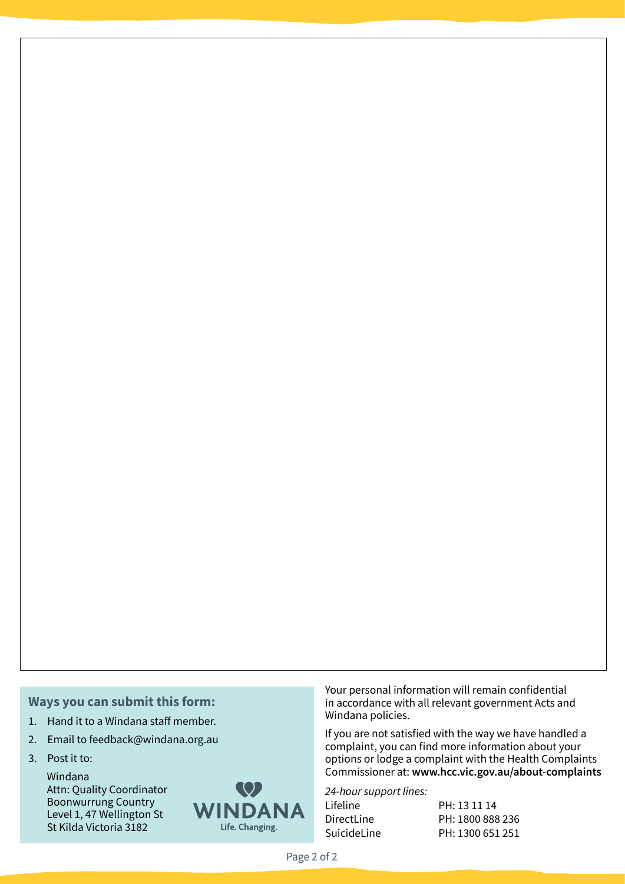## Ways you can submit this form:

1. Hand it to a Windana staff member.
2. Email to feedback@windana.org.au
3. Post it to:

   Windana
   Attn: Quality Coordinator
   Boonwurrung Country
   Level 1, 47 Wellington St
   St Kilda Victoria 3182

WINDANA
Life. Changing.

Your personal information will remain confidential in accordance with all relevant government Acts and Windana policies.

If you are not satisfied with the way we have handled a complaint, you can find more information about your options or lodge a complaint with the Health Complaints Commissioner at: **www.hcc.vic.gov.au/about-complaints**

*24-hour support lines:*

| | |
|---|---|
| Lifeline | PH: 13 11 14 |
| DirectLine | PH: 1800 888 236 |
| SuicideLine | PH: 1300 651 251 |